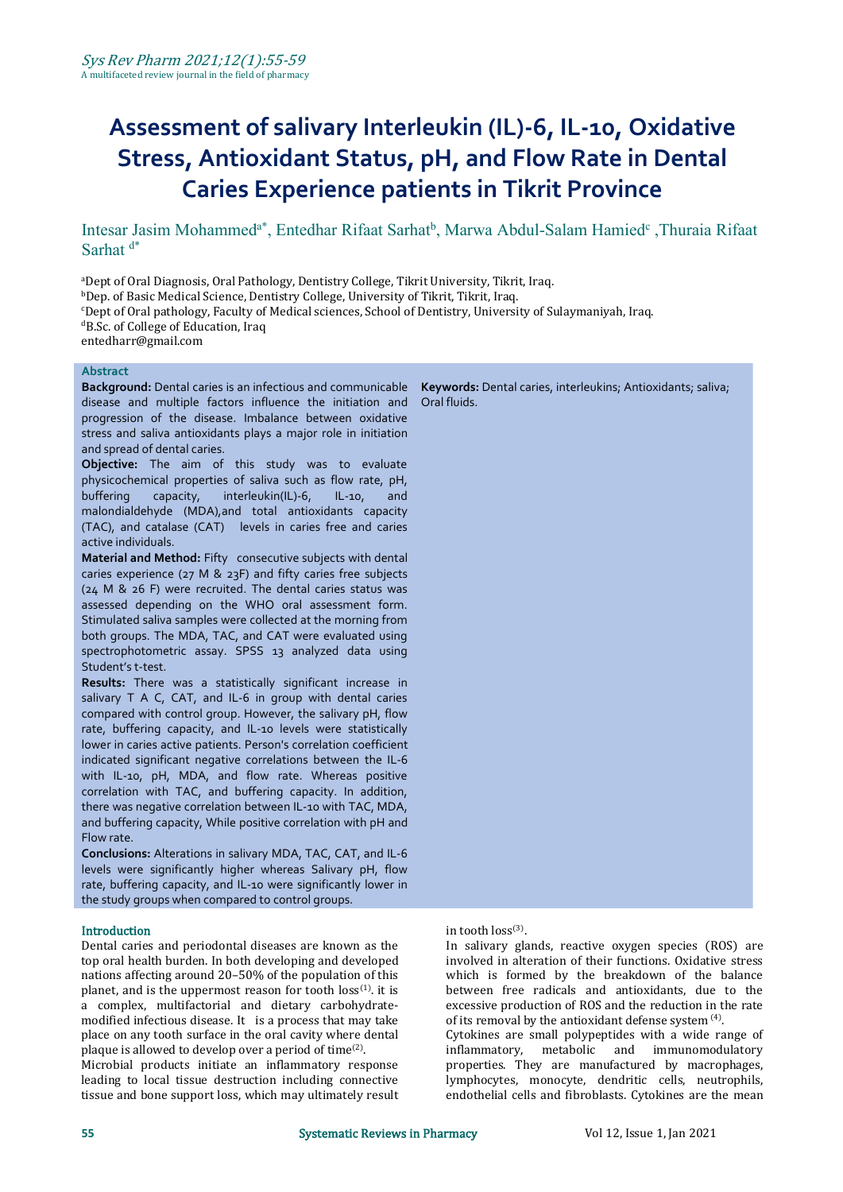# Assessment of salivary Interleukin (IL)-6, IL-10, Oxidative Stress, Antioxidant Status, pH, and Flow Rate in Dental Caries Experience patients in Tikrit Province

Intesar Jasim Mohammed[a*], Entedhar Rifaat Sarhat[b], Marwa Abdul-Salam Hamied[c], Thuraia Rifaat Sarhat[d*]

[a]Dept of Oral Diagnosis, Oral Pathology, Dentistry College, Tikrit University, Tikrit, Iraq.
[b]Dep. of Basic Medical Science, Dentistry College, University of Tikrit, Tikrit, Iraq.
[c]Dept of Oral pathology, Faculty of Medical sciences, School of Dentistry, University of Sulaymaniyah, Iraq.
[d]B.Sc. of College of Education, Iraq
entedharr@gmail.com

## Abstract

**Background:** Dental caries is an infectious and communicable disease and multiple factors influence the initiation and progression of the disease. Imbalance between oxidative stress and saliva antioxidants plays a major role in initiation and spread of dental caries.

**Objective:** The aim of this study was to evaluate physicochemical properties of saliva such as flow rate, pH, buffering capacity, interleukin(IL)-6, IL-10, and malondialdehyde (MDA),and total antioxidants capacity (TAC), and catalase (CAT) levels in caries free and caries active individuals.

**Material and Method:** Fifty consecutive subjects with dental caries experience (27 M & 23F) and fifty caries free subjects (24 M & 26 F) were recruited. The dental caries status was assessed depending on the WHO oral assessment form. Stimulated saliva samples were collected at the morning from both groups. The MDA, TAC, and CAT were evaluated using spectrophotometric assay. SPSS 13 analyzed data using Student's t-test.

**Results:** There was a statistically significant increase in salivary T A C, CAT, and IL-6 in group with dental caries compared with control group. However, the salivary pH, flow rate, buffering capacity, and IL-10 levels were statistically lower in caries active patients. Person's correlation coefficient indicated significant negative correlations between the IL-6 with IL-10, pH, MDA, and flow rate. Whereas positive correlation with TAC, and buffering capacity. In addition, there was negative correlation between IL-10 with TAC, MDA, and buffering capacity, While positive correlation with pH and Flow rate.

**Conclusions:** Alterations in salivary MDA, TAC, CAT, and IL-6 levels were significantly higher whereas Salivary pH, flow rate, buffering capacity, and IL-10 were significantly lower in the study groups when compared to control groups.

**Keywords:** Dental caries, interleukins; Antioxidants; saliva; Oral fluids.

## Introduction

Dental caries and periodontal diseases are known as the top oral health burden. In both developing and developed nations affecting around 20–50% of the population of this planet, and is the uppermost reason for tooth loss[1]. it is a complex, multifactorial and dietary carbohydrate-modified infectious disease. It is a process that may take place on any tooth surface in the oral cavity where dental plaque is allowed to develop over a period of time[2].

Microbial products initiate an inflammatory response leading to local tissue destruction including connective tissue and bone support loss, which may ultimately result in tooth loss[3].

In salivary glands, reactive oxygen species (ROS) are involved in alteration of their functions. Oxidative stress which is formed by the breakdown of the balance between free radicals and antioxidants, due to the excessive production of ROS and the reduction in the rate of its removal by the antioxidant defense system [4].

Cytokines are small polypeptides with a wide range of inflammatory, metabolic and immunomodulatory properties. They are manufactured by macrophages, lymphocytes, monocyte, dendritic cells, neutrophils, endothelial cells and fibroblasts. Cytokines are the mean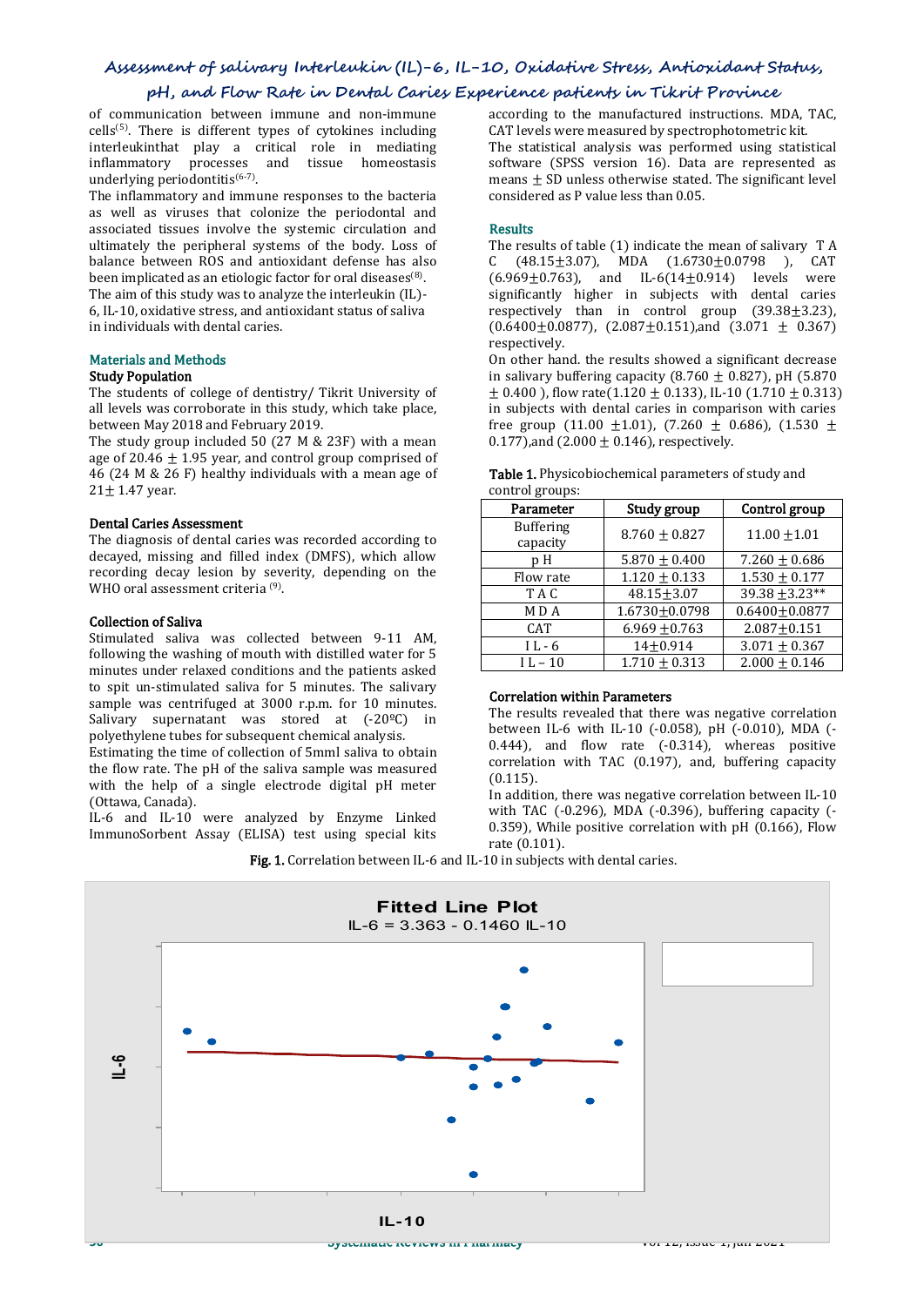of communication between immune and non-immune cells[5]. There is different types of cytokines including interleukinthat play a critical role in mediating inflammatory processes and tissue homeostasis underlying periodontitis[6-7].

The inflammatory and immune responses to the bacteria as well as viruses that colonize the periodontal and associated tissues involve the systemic circulation and ultimately the peripheral systems of the body. Loss of balance between ROS and antioxidant defense has also been implicated as an etiologic factor for oral diseases[8].

The aim of this study was to analyze the interleukin (IL)-6, IL-10, oxidative stress, and antioxidant status of saliva in individuals with dental caries.

## Materials and Methods

### Study Population

The students of college of dentistry/ Tikrit University of all levels was corroborate in this study, which take place, between May 2018 and February 2019.

The study group included 50 (27 M & 23F) with a mean age of 20.46 ± 1.95 year, and control group comprised of 46 (24 M & 26 F) healthy individuals with a mean age of 21± 1.47 year.

### Dental Caries Assessment

The diagnosis of dental caries was recorded according to decayed, missing and filled index (DMFS), which allow recording decay lesion by severity, depending on the WHO oral assessment criteria [9].

### Collection of Saliva

Stimulated saliva was collected between 9-11 AM, following the washing of mouth with distilled water for 5 minutes under relaxed conditions and the patients asked to spit un-stimulated saliva for 5 minutes. The salivary sample was centrifuged at 3000 r.p.m. for 10 minutes. Salivary supernatant was stored at (-20ºC) in polyethylene tubes for subsequent chemical analysis.

Estimating the time of collection of 5mml saliva to obtain the flow rate. The pH of the saliva sample was measured with the help of a single electrode digital pH meter (Ottawa, Canada).

IL-6 and IL-10 were analyzed by Enzyme Linked ImmunoSorbent Assay (ELISA) test using special kits according to the manufactured instructions. MDA, TAC, CAT levels were measured by spectrophotometric kit.

The statistical analysis was performed using statistical software (SPSS version 16). Data are represented as means ± SD unless otherwise stated. The significant level considered as P value less than 0.05.

## Results

The results of table (1) indicate the mean of salivary T A C (48.15±3.07), MDA (1.6730±0.0798 ), CAT (6.969±0.763), and IL-6(14±0.914) levels were significantly higher in subjects with dental caries respectively than in control group (39.38±3.23), (0.6400±0.0877), (2.087±0.151),and (3.071 ± 0.367) respectively.

On other hand. the results showed a significant decrease in salivary buffering capacity (8.760 ± 0.827), pH (5.870 ± 0.400 ), flow rate(1.120 ± 0.133), IL-10 (1.710 ± 0.313) in subjects with dental caries in comparison with caries free group (11.00 ±1.01), (7.260 ± 0.686), (1.530 ± 0.177),and (2.000 ± 0.146), respectively.

**Table 1.** Physicobiochemical parameters of study and control groups:

| Parameter | Study group | Control group |
|---|---|---|
| Buffering capacity | 8.760 ± 0.827 | 11.00 ±1.01 |
| p H | 5.870 ± 0.400 | 7.260 ± 0.686 |
| Flow rate | 1.120 ± 0.133 | 1.530 ± 0.177 |
| T A C | 48.15±3.07 | 39.38 ±3.23** |
| M D A | 1.6730±0.0798 | 0.6400±0.0877 |
| CAT | 6.969 ±0.763 | 2.087±0.151 |
| I L - 6 | 14±0.914 | 3.071 ± 0.367 |
| I L – 10 | 1.710 ± 0.313 | 2.000 ± 0.146 |

### Correlation within Parameters

The results revealed that there was negative correlation between IL-6 with IL-10 (-0.058), pH (-0.010), MDA (-0.444), and flow rate (-0.314), whereas positive correlation with TAC (0.197), and, buffering capacity (0.115).

In addition, there was negative correlation between IL-10 with TAC (-0.296), MDA (-0.396), buffering capacity (-0.359), While positive correlation with pH (0.166), Flow rate (0.101).

**Fig. 1.** Correlation between IL-6 and IL-10 in subjects with dental caries.

Fitted Line Plot

IL-6 = 3.363 - 0.1460 IL-10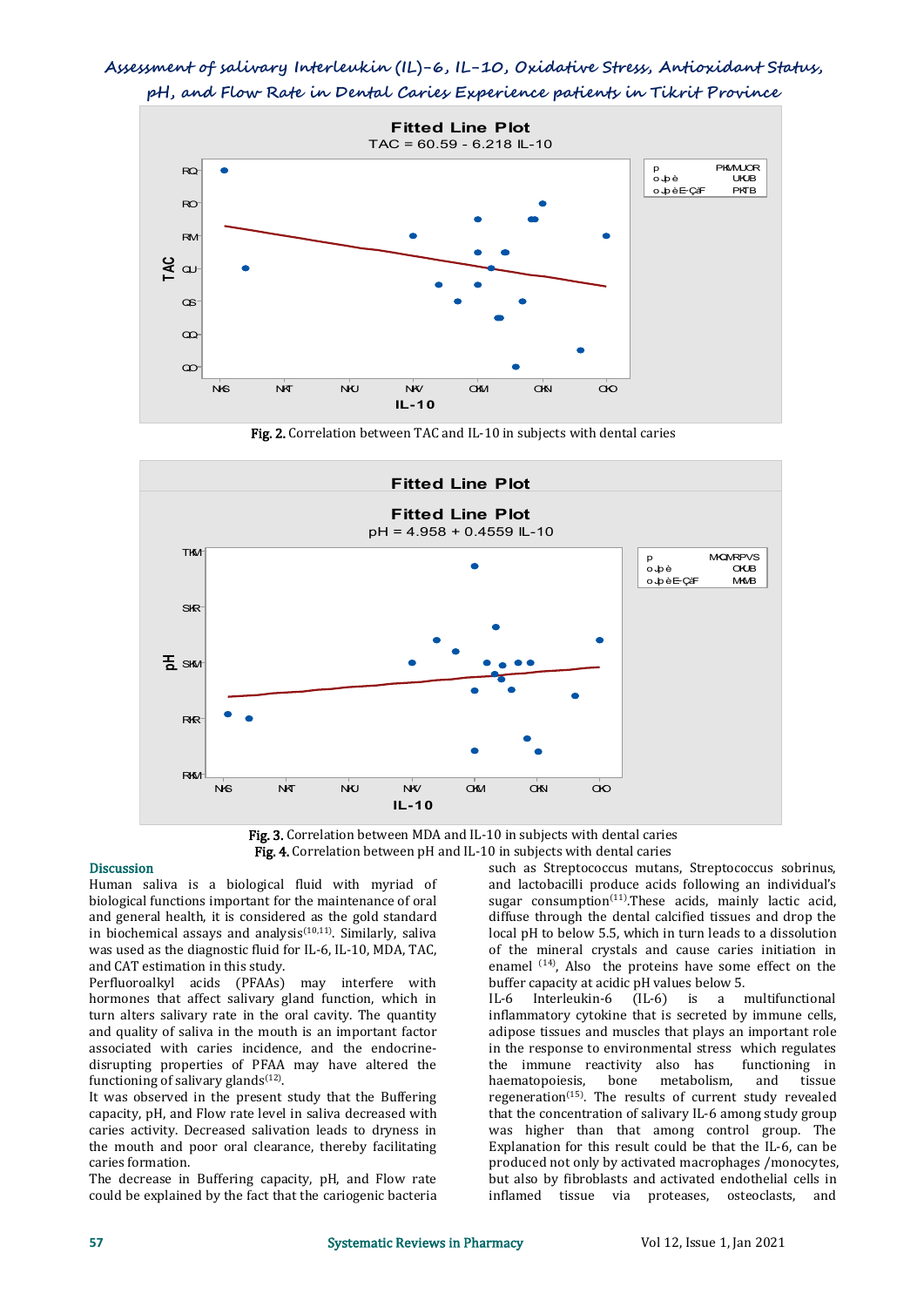Fitted Line Plot

TAC = 60.59 - 6.218 IL-10

Fig. 2. Correlation between TAC and IL-10 in subjects with dental caries

Fitted Line Plot

Fitted Line Plot

pH = 4.958 + 0.4559 IL-10

Fig. 3. Correlation between MDA and IL-10 in subjects with dental caries

Fig. 4. Correlation between pH and IL-10 in subjects with dental caries

## Discussion

Human saliva is a biological fluid with myriad of biological functions important for the maintenance of oral and general health, it is considered as the gold standard in biochemical assays and analysis[10,11]. Similarly, saliva was used as the diagnostic fluid for IL-6, IL-10, MDA, TAC, and CAT estimation in this study.

Perfluoroalkyl acids (PFAAs) may interfere with hormones that affect salivary gland function, which in turn alters salivary rate in the oral cavity. The quantity and quality of saliva in the mouth is an important factor associated with caries incidence, and the endocrine-disrupting properties of PFAA may have altered the functioning of salivary glands[12].

It was observed in the present study that the Buffering capacity, pH, and Flow rate level in saliva decreased with caries activity. Decreased salivation leads to dryness in the mouth and poor oral clearance, thereby facilitating caries formation.

The decrease in Buffering capacity, pH, and Flow rate could be explained by the fact that the cariogenic bacteria such as Streptococcus mutans, Streptococcus sobrinus, and lactobacilli produce acids following an individual's sugar consumption[11].These acids, mainly lactic acid, diffuse through the dental calcified tissues and drop the local pH to below 5.5, which in turn leads to a dissolution of the mineral crystals and cause caries initiation in enamel [14], Also the proteins have some effect on the buffer capacity at acidic pH values below 5.

IL-6 Interleukin-6 (IL-6) is a multifunctional inflammatory cytokine that is secreted by immune cells, adipose tissues and muscles that plays an important role in the response to environmental stress which regulates the immune reactivity also has functioning in haematopoiesis, bone metabolism, and tissue regeneration[15]. The results of current study revealed that the concentration of salivary IL-6 among study group was higher than that among control group. The Explanation for this result could be that the IL-6, can be produced not only by activated macrophages /monocytes, but also by fibroblasts and activated endothelial cells in inflamed tissue via proteases, osteoclasts, and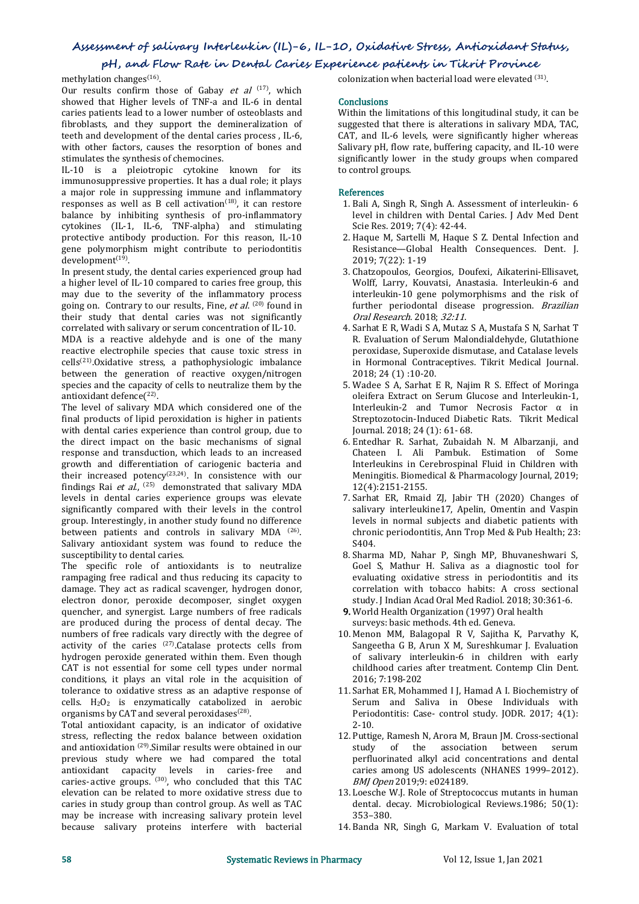methylation changes[16].

Our results confirm those of Gabay *et al* [17], which showed that Higher levels of TNF-a and IL-6 in dental caries patients lead to a lower number of osteoblasts and fibroblasts, and they support the demineralization of teeth and development of the dental caries process , IL-6, with other factors, causes the resorption of bones and stimulates the synthesis of chemocines.

IL-10 is a pleiotropic cytokine known for its immunosuppressive properties. It has a dual role; it plays a major role in suppressing immune and inflammatory responses as well as B cell activation[18], it can restore balance by inhibiting synthesis of pro-inflammatory cytokines (IL-1, IL-6, TNF-alpha) and stimulating protective antibody production. For this reason, IL-10 gene polymorphism might contribute to periodontitis development[19].

In present study, the dental caries experienced group had a higher level of IL-10 compared to caries free group, this may due to the severity of the inflammatory process going on. Contrary to our results, Fine, *et al*. [20] found in their study that dental caries was not significantly correlated with salivary or serum concentration of IL-10.

MDA is a reactive aldehyde and is one of the many reactive electrophile species that cause toxic stress in cells[21].Oxidative stress, a pathophysiologic imbalance between the generation of reactive oxygen/nitrogen species and the capacity of cells to neutralize them by the antioxidant defence[22].

The level of salivary MDA which considered one of the final products of lipid peroxidation is higher in patients with dental caries experience than control group, due to the direct impact on the basic mechanisms of signal response and transduction, which leads to an increased growth and differentiation of cariogenic bacteria and their increased potency[23,24]. In consistence with our findings Rai *et al*., [25] demonstrated that salivary MDA levels in dental caries experience groups was elevate significantly compared with their levels in the control group. Interestingly, in another study found no difference between patients and controls in salivary MDA [26]. Salivary antioxidant system was found to reduce the susceptibility to dental caries.

The specific role of antioxidants is to neutralize rampaging free radical and thus reducing its capacity to damage. They act as radical scavenger, hydrogen donor, electron donor, peroxide decomposer, singlet oxygen quencher, and synergist. Large numbers of free radicals are produced during the process of dental decay. The numbers of free radicals vary directly with the degree of activity of the caries [27].Catalase protects cells from hydrogen peroxide generated within them. Even though CAT is not essential for some cell types under normal conditions, it plays an vital role in the acquisition of tolerance to oxidative stress as an adaptive response of cells. $H_2O_2$ is enzymatically catabolized in aerobic organisms by CAT and several peroxidases[28].

Total antioxidant capacity, is an indicator of oxidative stress, reflecting the redox balance between oxidation and antioxidation [29].Similar results were obtained in our previous study where we had compared the total antioxidant capacity levels in caries-free and caries-active groups. [30], who concluded that this TAC elevation can be related to more oxidative stress due to caries in study group than control group. As well as TAC may be increase with increasing salivary protein level because salivary proteins interfere with bacterial colonization when bacterial load were elevated [31].

## Conclusions

Within the limitations of this longitudinal study, it can be suggested that there is alterations in salivary MDA, TAC, CAT, and IL-6 levels, were significantly higher whereas Salivary pH, flow rate, buffering capacity, and IL-10 were significantly lower in the study groups when compared to control groups.

## References

1. Bali A, Singh R, Singh A. Assessment of interleukin- 6 level in children with Dental Caries. J Adv Med Dent Scie Res. 2019; 7(4): 42-44.
2. Haque M, Sartelli M, Haque S Z. Dental Infection and Resistance—Global Health Consequences. Dent. J. 2019; 7(22): 1-19
3. Chatzopoulos, Georgios, Doufexi, Aikaterini-Ellisavet, Wolff, Larry, Kouvatsi, Anastasia. Interleukin-6 and interleukin-10 gene polymorphisms and the risk of further periodontal disease progression. *Brazilian Oral Research*. 2018; *32:11*.
4. Sarhat E R, Wadi S A, Mutaz S A, Mustafa S N, Sarhat T R. Evaluation of Serum Malondialdehyde, Glutathione peroxidase, Superoxide dismutase, and Catalase levels in Hormonal Contraceptives. Tikrit Medical Journal. 2018; 24 (1) :10-20.
5. Wadee S A, Sarhat E R, Najim R S. Effect of Moringa oleifera Extract on Serum Glucose and Interleukin-1, Interleukin-2 and Tumor Necrosis Factor α in Streptozotocin-Induced Diabetic Rats. Tikrit Medical Journal. 2018; 24 (1): 61- 68.
6. Entedhar R. Sarhat, Zubaidah N. M Albarzanji, and Chateen I. Ali Pambuk. Estimation of Some Interleukins in Cerebrospinal Fluid in Children with Meningitis. Biomedical & Pharmacology Journal, 2019; 12(4):2151-2155.
7. Sarhat ER, Rmaid ZJ, Jabir TH (2020) Changes of salivary interleukine17, Apelin, Omentin and Vaspin levels in normal subjects and diabetic patients with chronic periodontitis, Ann Trop Med & Pub Health; 23: S404.
8. Sharma MD, Nahar P, Singh MP, Bhuvaneshwari S, Goel S, Mathur H. Saliva as a diagnostic tool for evaluating oxidative stress in periodontitis and its correlation with tobacco habits: A cross sectional study. J Indian Acad Oral Med Radiol. 2018; 30:361-6.
9. World Health Organization (1997) Oral health surveys: basic methods. 4th ed. Geneva.
10. Menon MM, Balagopal R V, Sajitha K, Parvathy K, Sangeetha G B, Arun X M, Sureshkumar J. Evaluation of salivary interleukin-6 in children with early childhood caries after treatment. Contemp Clin Dent. 2016; 7:198-202
11. Sarhat ER, Mohammed I J, Hamad A I. Biochemistry of Serum and Saliva in Obese Individuals with Periodontitis: Case- control study. JODR. 2017; 4(1): 2-10.
12. Puttige, Ramesh N, Arora M, Braun JM. Cross-sectional study of the association between serum perfluorinated alkyl acid concentrations and dental caries among US adolescents (NHANES 1999–2012). *BMJ Open* 2019;9: e024189.
13. Loesche W.J. Role of Streptococcus mutants in human dental. decay. Microbiological Reviews.1986; 50(1): 353–380.
14. Banda NR, Singh G, Markam V. Evaluation of total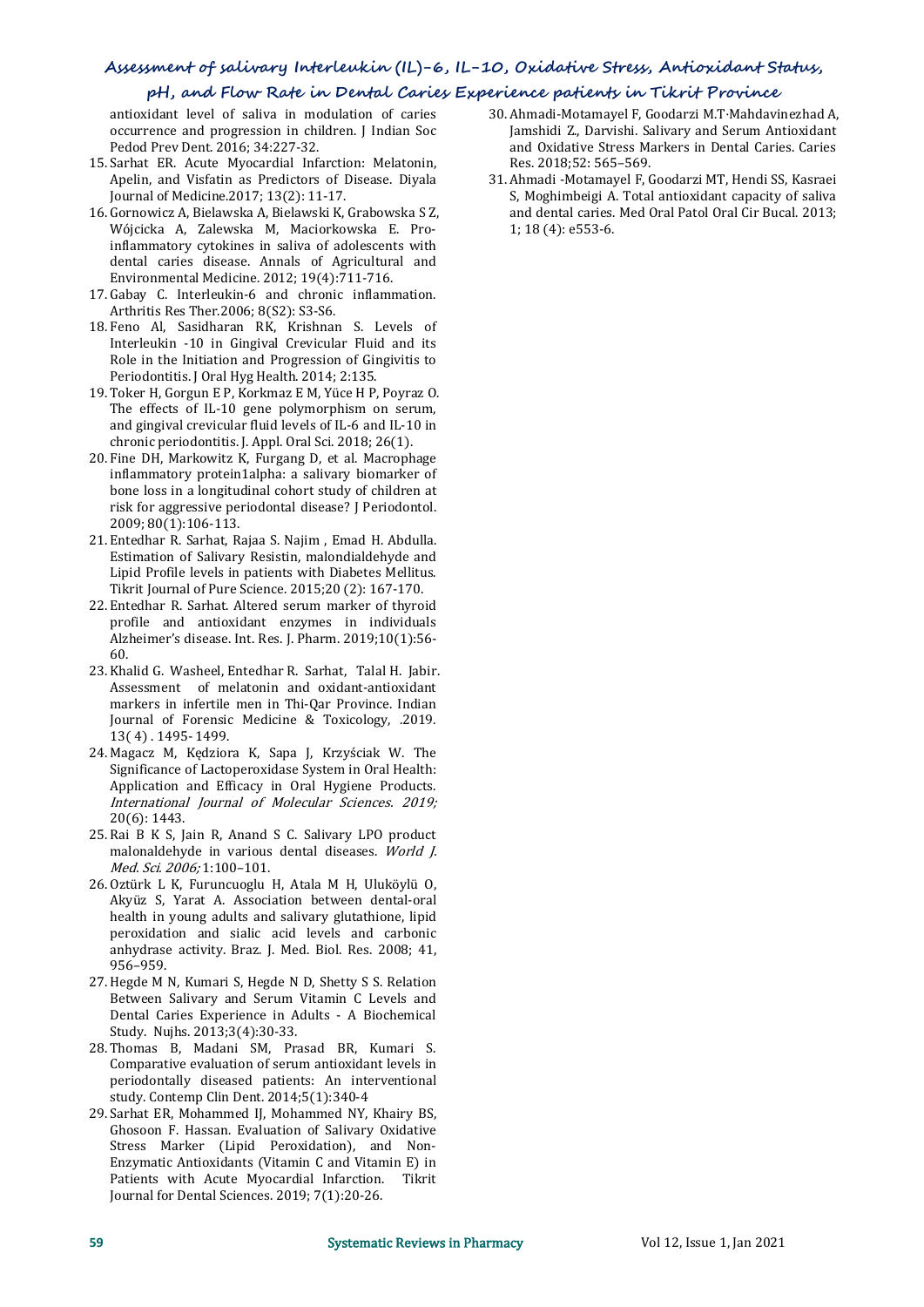antioxidant level of saliva in modulation of caries occurrence and progression in children. J Indian Soc Pedod Prev Dent. 2016; 34:227-32.

15. Sarhat ER. Acute Myocardial Infarction: Melatonin, Apelin, and Visfatin as Predictors of Disease. Diyala Journal of Medicine.2017; 13(2): 11-17.
16. Gornowicz A, Bielawska A, Bielawski K, Grabowska S Z, Wójcicka A, Zalewska M, Maciorkowska E. Pro-inflammatory cytokines in saliva of adolescents with dental caries disease. Annals of Agricultural and Environmental Medicine. 2012; 19(4):711-716.
17. Gabay C. Interleukin-6 and chronic inflammation. Arthritis Res Ther.2006; 8(S2): S3-S6.
18. Feno Al, Sasidharan RK, Krishnan S. Levels of Interleukin -10 in Gingival Crevicular Fluid and its Role in the Initiation and Progression of Gingivitis to Periodontitis. J Oral Hyg Health. 2014; 2:135.
19. Toker H, Gorgun E P, Korkmaz E M, Yüce H P, Poyraz O. The effects of IL-10 gene polymorphism on serum, and gingival crevicular fluid levels of IL-6 and IL-10 in chronic periodontitis. J. Appl. Oral Sci. 2018; 26(1).
20. Fine DH, Markowitz K, Furgang D, et al. Macrophage inflammatory protein1alpha: a salivary biomarker of bone loss in a longitudinal cohort study of children at risk for aggressive periodontal disease? J Periodontol. 2009; 80(1):106-113.
21. Entedhar R. Sarhat, Rajaa S. Najim , Emad H. Abdulla. Estimation of Salivary Resistin, malondialdehyde and Lipid Profile levels in patients with Diabetes Mellitus. Tikrit Journal of Pure Science. 2015;20 (2): 167-170.
22. Entedhar R. Sarhat. Altered serum marker of thyroid profile and antioxidant enzymes in individuals Alzheimer's disease. Int. Res. J. Pharm. 2019;10(1):56-60.
23. Khalid G. Washeel, Entedhar R. Sarhat, Talal H. Jabir. Assessment of melatonin and oxidant-antioxidant markers in infertile men in Thi-Qar Province. Indian Journal of Forensic Medicine & Toxicology, .2019. 13( 4) . 1495- 1499.
24. Magacz M, Kędziora K, Sapa J, Krzyściak W. The Significance of Lactoperoxidase System in Oral Health: Application and Efficacy in Oral Hygiene Products. *International Journal of Molecular Sciences. 2019;* 20(6): 1443.
25. Rai B K S, Jain R, Anand S C. Salivary LPO product malonaldehyde in various dental diseases. *World J. Med. Sci. 2006;* 1:100–101.
26. Oztürk L K, Furuncuoglu H, Atala M H, Uluköylü O, Akyüz S, Yarat A. Association between dental-oral health in young adults and salivary glutathione, lipid peroxidation and sialic acid levels and carbonic anhydrase activity. Braz. J. Med. Biol. Res. 2008; 41, 956–959.
27. Hegde M N, Kumari S, Hegde N D, Shetty S S. Relation Between Salivary and Serum Vitamin C Levels and Dental Caries Experience in Adults - A Biochemical Study. Nujhs. 2013;3(4):30-33.
28. Thomas B, Madani SM, Prasad BR, Kumari S. Comparative evaluation of serum antioxidant levels in periodontally diseased patients: An interventional study. Contemp Clin Dent. 2014;5(1):340-4
29. Sarhat ER, Mohammed IJ, Mohammed NY, Khairy BS, Ghosoon F. Hassan. Evaluation of Salivary Oxidative Stress Marker (Lipid Peroxidation), and Non-Enzymatic Antioxidants (Vitamin C and Vitamin E) in Patients with Acute Myocardial Infarction. Tikrit Journal for Dental Sciences. 2019; 7(1):20-26.
30. Ahmadi-Motamayel F, Goodarzi M.T·Mahdavinezhad A, Jamshidi Z., Darvishi. Salivary and Serum Antioxidant and Oxidative Stress Markers in Dental Caries. Caries Res. 2018;52: 565–569.
31. Ahmadi -Motamayel F, Goodarzi MT, Hendi SS, Kasraei S, Moghimbeigi A. Total antioxidant capacity of saliva and dental caries. Med Oral Patol Oral Cir Bucal. 2013; 1; 18 (4): e553-6.